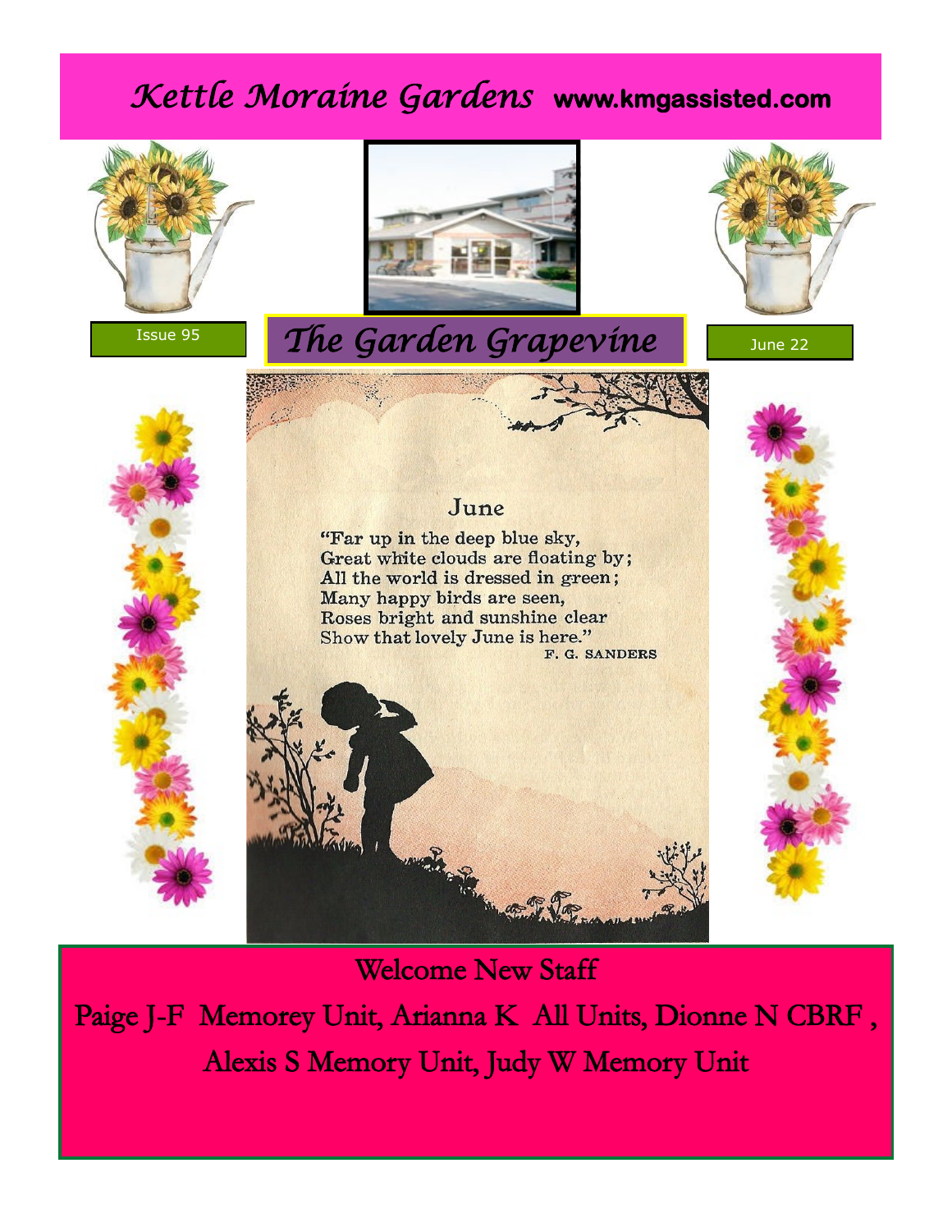# *Kettle Moraine Gardens* **www.kmgassisted.com**

Issue 95

## *The Garden Grapevine*

June 22

### June

"Far up in the deep blue sky,
Great white clouds are floating by;
All the world is dressed in green;
Many happy birds are seen,
Roses bright and sunshine clear
Show that lovely June is here."

F. G. SANDERS

## Welcome New Staff

Paige J-F Memorey Unit, Arianna K All Units, Dionne N CBRF, Alexis S Memory Unit, Judy W Memory Unit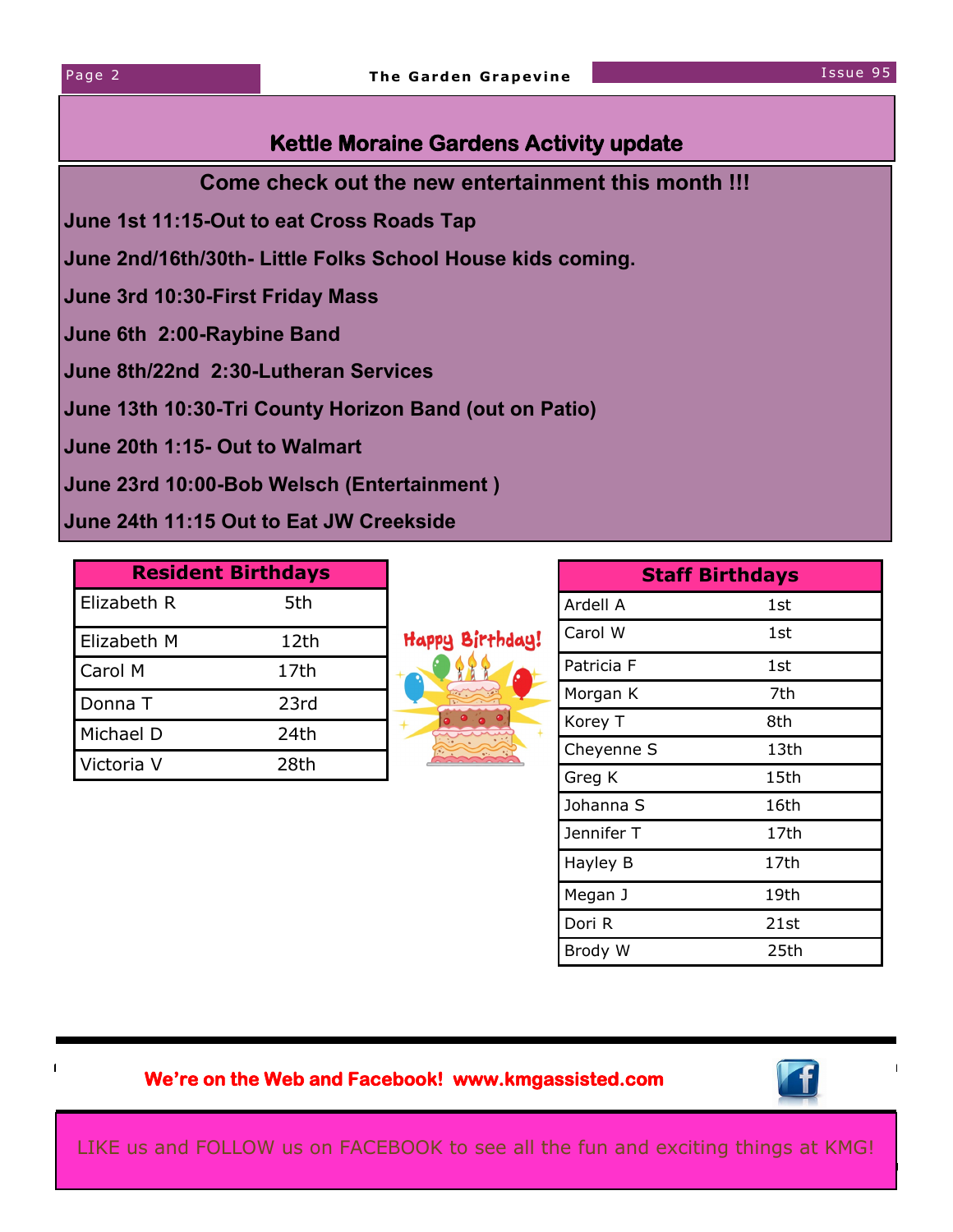## Kettle Moraine Gardens Activity update

**Come check out the new entertainment this month !!!**

**June 1st 11:15-Out to eat Cross Roads Tap**

**June 2nd/16th/30th- Little Folks School House kids coming.**

**June 3rd 10:30-First Friday Mass**

**June 6th 2:00-Raybine Band**

**June 8th/22nd 2:30-Lutheran Services**

**June 13th 10:30-Tri County Horizon Band (out on Patio)**

**June 20th 1:15- Out to Walmart**

**June 23rd 10:00-Bob Welsch (Entertainment )**

**June 24th 11:15 Out to Eat JW Creekside**

| Resident Birthdays | |
|---|---|
| Elizabeth R | 5th |
| Elizabeth M | 12th |
| Carol M | 17th |
| Donna T | 23rd |
| Michael D | 24th |
| Victoria V | 28th |

Happy Birthday!

| Staff Birthdays | |
|---|---|
| Ardell A | 1st |
| Carol W | 1st |
| Patricia F | 1st |
| Morgan K | 7th |
| Korey T | 8th |
| Cheyenne S | 13th |
| Greg K | 15th |
| Johanna S | 16th |
| Jennifer T | 17th |
| Hayley B | 17th |
| Megan J | 19th |
| Dori R | 21st |
| Brody W | 25th |

**We're on the Web and Facebook! www.kmgassisted.com**

LIKE us and FOLLOW us on FACEBOOK to see all the fun and exciting things at KMG!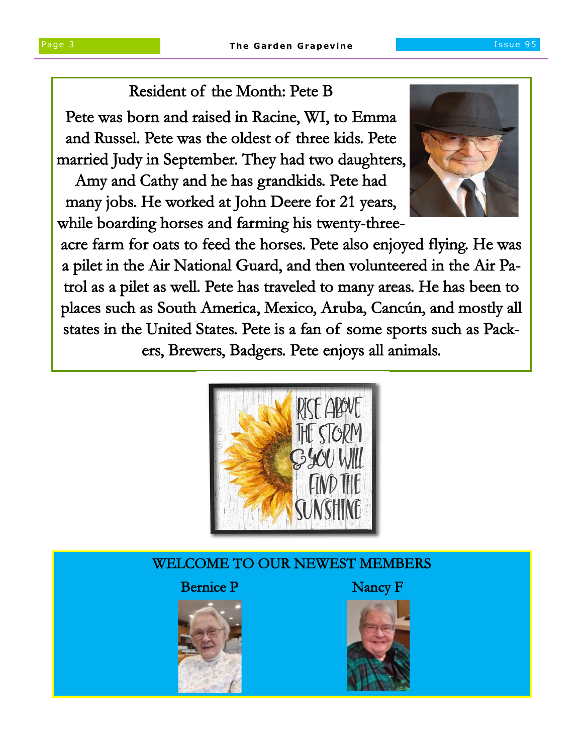## Resident of the Month: Pete B

Pete was born and raised in Racine, WI, to Emma and Russel. Pete was the oldest of three kids. Pete married Judy in September. They had two daughters, Amy and Cathy and he has grandkids. Pete had many jobs. He worked at John Deere for 21 years, while boarding horses and farming his twenty-three-acre farm for oats to feed the horses. Pete also enjoyed flying. He was a pilet in the Air National Guard, and then volunteered in the Air Patrol as a pilet as well. Pete has traveled to many areas. He has been to places such as South America, Mexico, Aruba, Cancún, and mostly all states in the United States. Pete is a fan of some sports such as Packers, Brewers, Badgers. Pete enjoys all animals.

RISE ABOVE THE STORM & YOU WILL FIND THE SUNSHINE

## WELCOME TO OUR NEWEST MEMBERS

Bernice P

Nancy F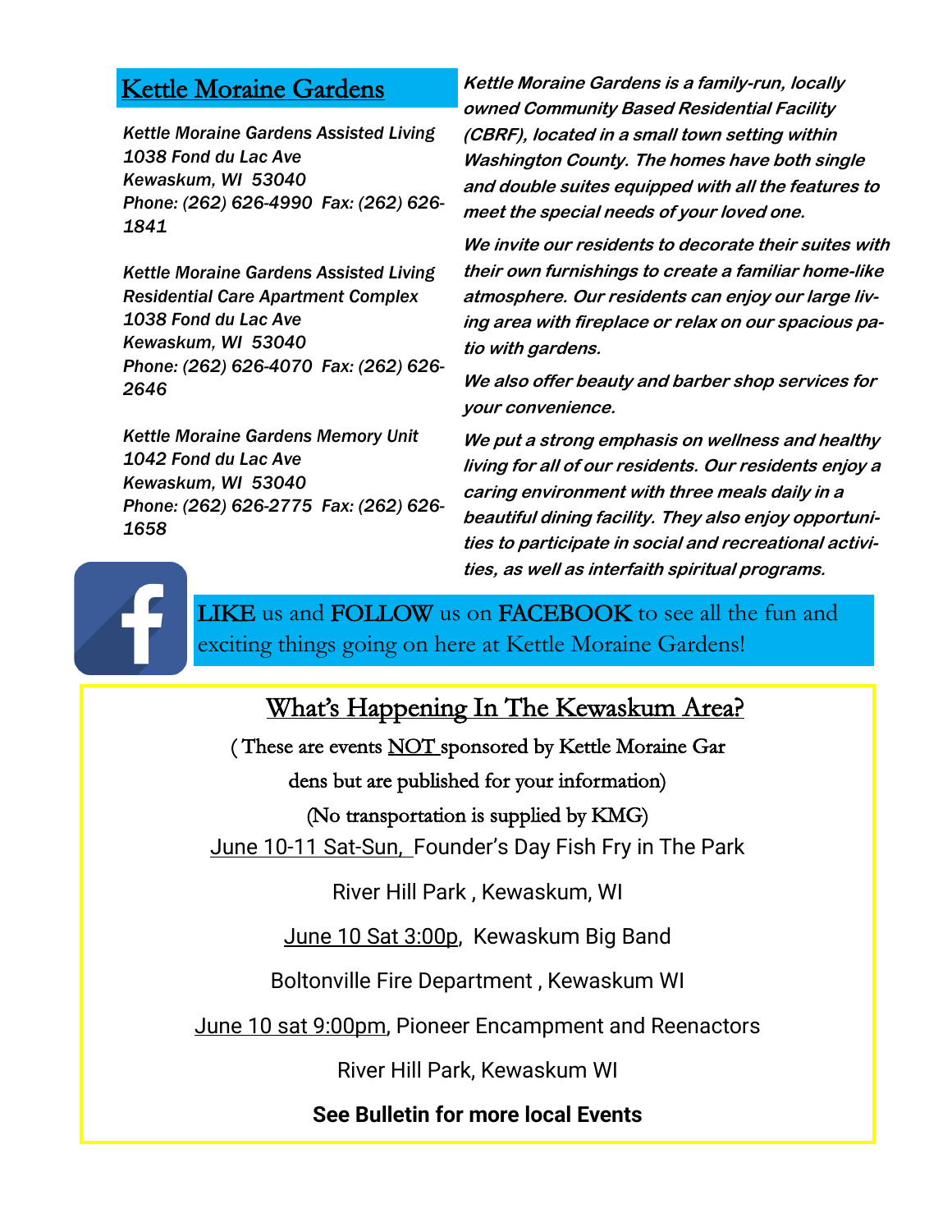## Kettle Moraine Gardens

*Kettle Moraine Gardens Assisted Living*
*1038 Fond du Lac Ave*
*Kewaskum, WI 53040*
*Phone: (262) 626-4990 Fax: (262) 626-1841*

*Kettle Moraine Gardens Assisted Living Residential Care Apartment Complex*
*1038 Fond du Lac Ave*
*Kewaskum, WI 53040*
*Phone: (262) 626-4070 Fax: (262) 626-2646*

*Kettle Moraine Gardens Memory Unit*
*1042 Fond du Lac Ave*
*Kewaskum, WI 53040*
*Phone: (262) 626-2775 Fax: (262) 626-1658*

***Kettle Moraine Gardens is a family-run, locally owned Community Based Residential Facility (CBRF), located in a small town setting within Washington County. The homes have both single and double suites equipped with all the features to meet the special needs of your loved one.***

***We invite our residents to decorate their suites with their own furnishings to create a familiar home-like atmosphere. Our residents can enjoy our large living area with fireplace or relax on our spacious patio with gardens.***

***We also offer beauty and barber shop services for your convenience.***

***We put a strong emphasis on wellness and healthy living for all of our residents. Our residents enjoy a caring environment with three meals daily in a beautiful dining facility. They also enjoy opportunities to participate in social and recreational activities, as well as interfaith spiritual programs.***

LIKE us and FOLLOW us on FACEBOOK to see all the fun and exciting things going on here at Kettle Moraine Gardens!

## What's Happening In The Kewaskum Area?

( These are events NOT sponsored by Kettle Moraine Gardens but are published for your information)

(No transportation is supplied by KMG)

June 10-11 Sat-Sun, Founder's Day Fish Fry in The Park

River Hill Park , Kewaskum, WI

June 10 Sat 3:00p, Kewaskum Big Band

Boltonville Fire Department , Kewaskum WI

June 10 sat 9:00pm, Pioneer Encampment and Reenactors

River Hill Park, Kewaskum WI

**See Bulletin for more local Events**